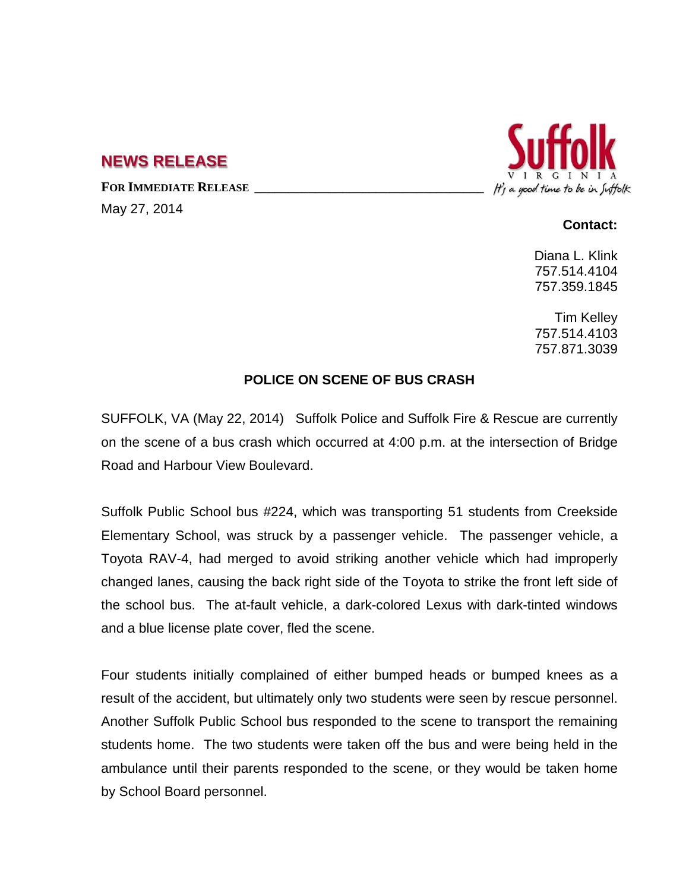## NEWS RELEASE

**FOR IMMEDIATE RELEASE**

May 27, 2014

**Suffolk** VIRGINIA *It's a good time to be in Suffolk*

**Contact:**

Diana L. Klink
757.514.4104
757.359.1845

Tim Kelley
757.514.4103
757.871.3039

### POLICE ON SCENE OF BUS CRASH

SUFFOLK, VA (May 22, 2014) Suffolk Police and Suffolk Fire & Rescue are currently on the scene of a bus crash which occurred at 4:00 p.m. at the intersection of Bridge Road and Harbour View Boulevard.

Suffolk Public School bus #224, which was transporting 51 students from Creekside Elementary School, was struck by a passenger vehicle. The passenger vehicle, a Toyota RAV-4, had merged to avoid striking another vehicle which had improperly changed lanes, causing the back right side of the Toyota to strike the front left side of the school bus. The at-fault vehicle, a dark-colored Lexus with dark-tinted windows and a blue license plate cover, fled the scene.

Four students initially complained of either bumped heads or bumped knees as a result of the accident, but ultimately only two students were seen by rescue personnel. Another Suffolk Public School bus responded to the scene to transport the remaining students home. The two students were taken off the bus and were being held in the ambulance until their parents responded to the scene, or they would be taken home by School Board personnel.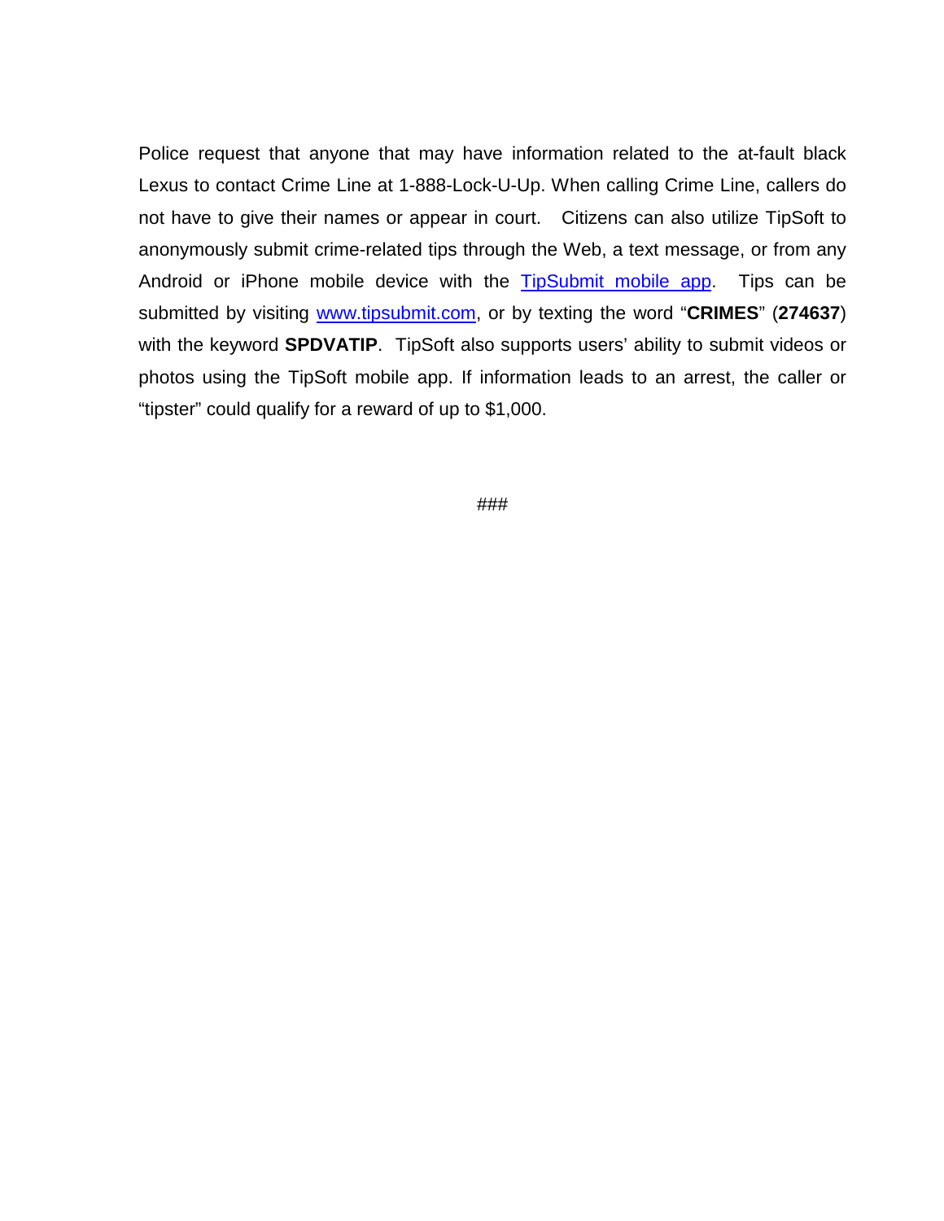Police request that anyone that may have information related to the at-fault black Lexus to contact Crime Line at 1-888-Lock-U-Up. When calling Crime Line, callers do not have to give their names or appear in court. Citizens can also utilize TipSoft to anonymously submit crime-related tips through the Web, a text message, or from any Android or iPhone mobile device with the TipSubmit mobile app. Tips can be submitted by visiting www.tipsubmit.com, or by texting the word "**CRIMES**" (**274637**) with the keyword **SPDVATIP**. TipSoft also supports users' ability to submit videos or photos using the TipSoft mobile app. If information leads to an arrest, the caller or "tipster" could qualify for a reward of up to $1,000.

###